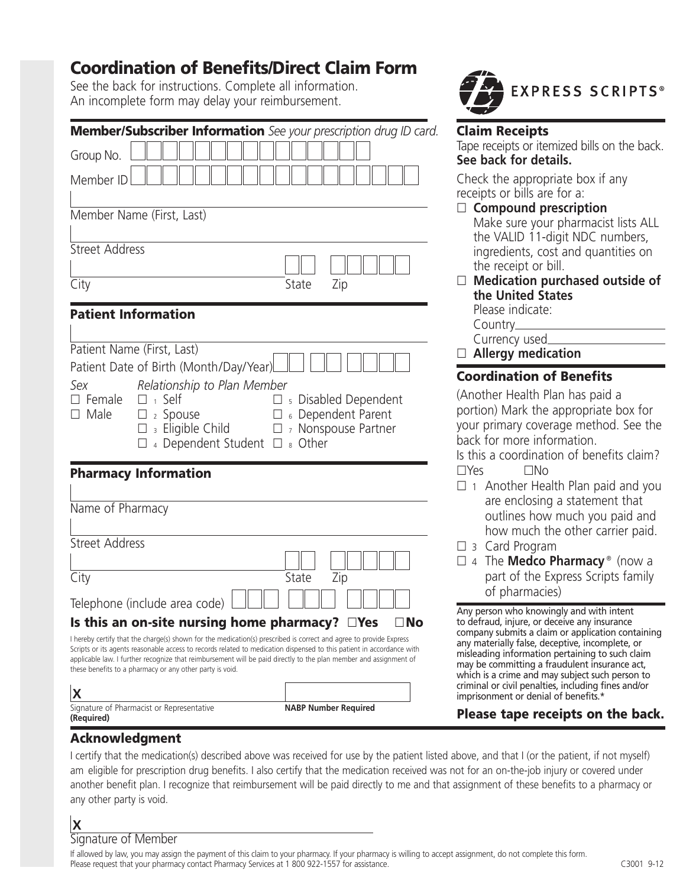# Coordination of Benefits/Direct Claim Form

See the back for instructions. Complete all information.
An incomplete form may delay your reimbursement.

EXPRESS SCRIPTS®

## Member/Subscriber Information *See your prescription drug ID card.*

Group No.

Member ID

Member Name (First, Last)

Street Address

City State Zip

## Patient Information

Patient Name (First, Last)

Patient Date of Birth (Month/Day/Year)

*Sex*
☐ Female
☐ Male

*Relationship to Plan Member*
☐ 1 Self
☐ 2 Spouse
☐ 3 Eligible Child
☐ 4 Dependent Student
☐ 5 Disabled Dependent
☐ 6 Dependent Parent
☐ 7 Nonspouse Partner
☐ 8 Other

## Pharmacy Information

Name of Pharmacy

Street Address

City State Zip

Telephone (include area code)

**Is this an on-site nursing home pharmacy? ☐Yes ☐No**

I hereby certify that the charge(s) shown for the medication(s) prescribed is correct and agree to provide Express Scripts or its agents reasonable access to records related to medication dispensed to this patient in accordance with applicable law. I further recognize that reimbursement will be paid directly to the plan member and assignment of these benefits to a pharmacy or any other party is void.

**X**

Signature of Pharmacist or Representative **(Required)**

**NABP Number Required**

## Claim Receipts

Tape receipts or itemized bills on the back. **See back for details.**

Check the appropriate box if any receipts or bills are for a:

☐ **Compound prescription**
Make sure your pharmacist lists ALL the VALID 11-digit NDC numbers, ingredients, cost and quantities on the receipt or bill.

☐ **Medication purchased outside of the United States**
Please indicate:
Country\_\_\_\_\_\_\_\_\_\_\_\_\_\_\_\_
Currency used\_\_\_\_\_\_\_\_\_\_\_\_\_\_\_\_

☐ **Allergy medication**

## Coordination of Benefits

(Another Health Plan has paid a portion) Mark the appropriate box for your primary coverage method. See the back for more information.

Is this a coordination of benefits claim?
☐Yes ☐No

☐ 1 Another Health Plan paid and you are enclosing a statement that outlines how much you paid and how much the other carrier paid.

☐ 3 Card Program

☐ 4 The **Medco Pharmacy**® (now a part of the Express Scripts family of pharmacies)

Any person who knowingly and with intent to defraud, injure, or deceive any insurance company submits a claim or application containing any materially false, deceptive, incomplete, or misleading information pertaining to such claim may be committing a fraudulent insurance act, which is a crime and may subject such person to criminal or civil penalties, including fines and/or imprisonment or denial of benefits.*

**Please tape receipts on the back.**

## Acknowledgment

I certify that the medication(s) described above was received for use by the patient listed above, and that I (or the patient, if not myself) am eligible for prescription drug benefits. I also certify that the medication received was not for an on-the-job injury or covered under another benefit plan. I recognize that reimbursement will be paid directly to me and that assignment of these benefits to a pharmacy or any other party is void.

**X**

Signature of Member

If allowed by law, you may assign the payment of this claim to your pharmacy. If your pharmacy is willing to accept assignment, do not complete this form. Please request that your pharmacy contact Pharmacy Services at 1 800 922-1557 for assistance.

C3001 9-12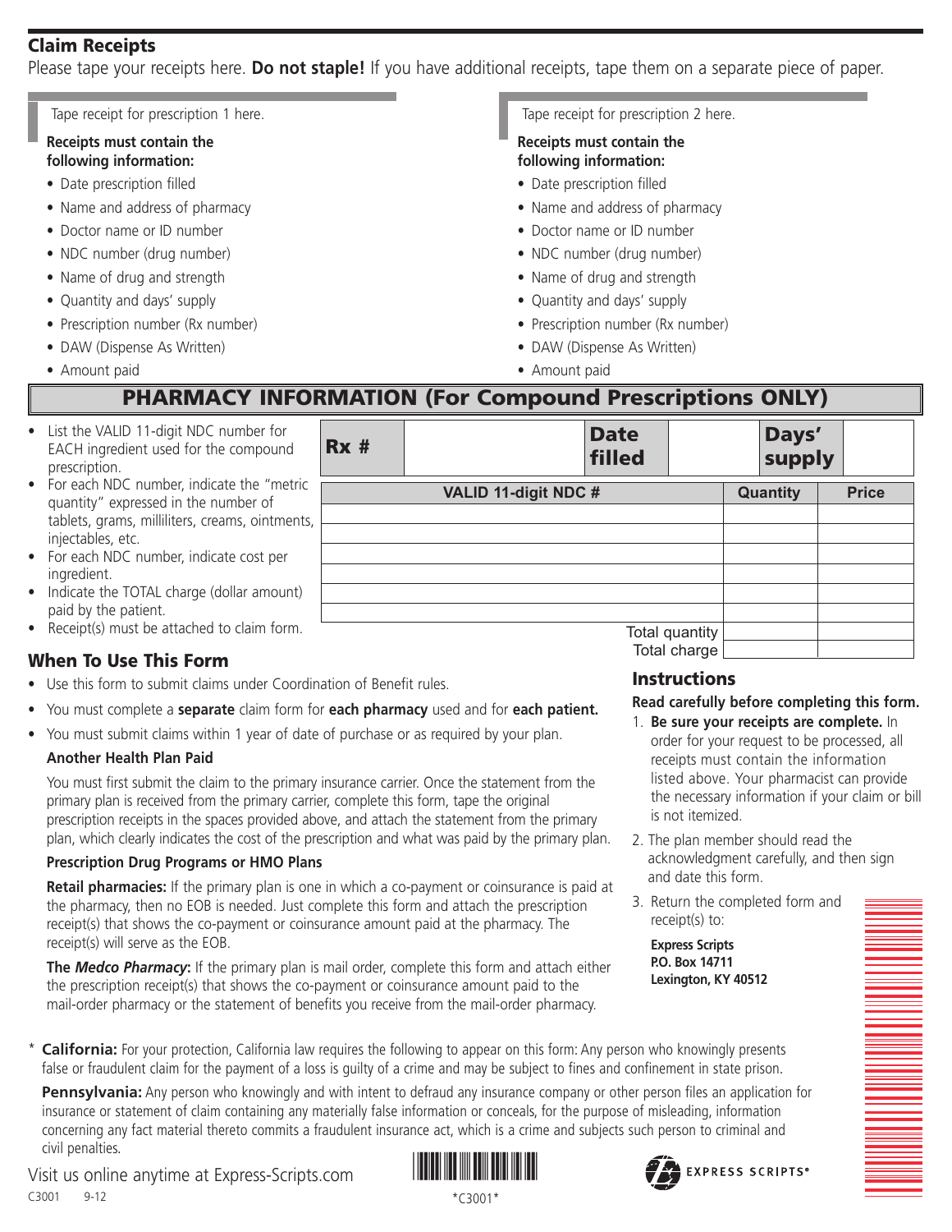## Claim Receipts

Please tape your receipts here. **Do not staple!** If you have additional receipts, tape them on a separate piece of paper.

Tape receipt for prescription 1 here.

**Receipts must contain the following information:**

- Date prescription filled
- Name and address of pharmacy
- Doctor name or ID number
- NDC number (drug number)
- Name of drug and strength
- Quantity and days' supply
- Prescription number (Rx number)
- DAW (Dispense As Written)
- Amount paid

Tape receipt for prescription 2 here.

**Receipts must contain the following information:**

- Date prescription filled
- Name and address of pharmacy
- Doctor name or ID number
- NDC number (drug number)
- Name of drug and strength
- Quantity and days' supply
- Prescription number (Rx number)
- DAW (Dispense As Written)
- Amount paid

## PHARMACY INFORMATION (For Compound Prescriptions ONLY)

- List the VALID 11-digit NDC number for EACH ingredient used for the compound prescription.
- For each NDC number, indicate the "metric quantity" expressed in the number of tablets, grams, milliliters, creams, ointments, injectables, etc.
- For each NDC number, indicate cost per ingredient.
- Indicate the TOTAL charge (dollar amount) paid by the patient.
- Receipt(s) must be attached to claim form.

| Rx # | | Date filled | | Days' supply | |
|---|---|---|---|---|---|

| VALID 11-digit NDC # | Quantity | Price |
|---|---|---|
| | | |
| | | |
| | | |
| | | |
| | | |
| | | |
| Total quantity | | |
| Total charge | | |

## When To Use This Form

- Use this form to submit claims under Coordination of Benefit rules.
- You must complete a **separate** claim form for **each pharmacy** used and for **each patient.**
- You must submit claims within 1 year of date of purchase or as required by your plan.

### Another Health Plan Paid

You must first submit the claim to the primary insurance carrier. Once the statement from the primary plan is received from the primary carrier, complete this form, tape the original prescription receipts in the spaces provided above, and attach the statement from the primary plan, which clearly indicates the cost of the prescription and what was paid by the primary plan.

### Prescription Drug Programs or HMO Plans

**Retail pharmacies:** If the primary plan is one in which a co-payment or coinsurance is paid at the pharmacy, then no EOB is needed. Just complete this form and attach the prescription receipt(s) that shows the co-payment or coinsurance amount paid at the pharmacy. The receipt(s) will serve as the EOB.

**The *Medco Pharmacy*:** If the primary plan is mail order, complete this form and attach either the prescription receipt(s) that shows the co-payment or coinsurance amount paid to the mail-order pharmacy or the statement of benefits you receive from the mail-order pharmacy.

## Instructions

**Read carefully before completing this form.**

1. **Be sure your receipts are complete.** In order for your request to be processed, all receipts must contain the information listed above. Your pharmacist can provide the necessary information if your claim or bill is not itemized.
2. The plan member should read the acknowledgment carefully, and then sign and date this form.
3. Return the completed form and receipt(s) to:

   **Express Scripts**
   **P.O. Box 14711**
   **Lexington, KY 40512**

\* **California:** For your protection, California law requires the following to appear on this form: Any person who knowingly presents false or fraudulent claim for the payment of a loss is guilty of a crime and may be subject to fines and confinement in state prison.

**Pennsylvania:** Any person who knowingly and with intent to defraud any insurance company or other person files an application for insurance or statement of claim containing any materially false information or conceals, for the purpose of misleading, information concerning any fact material thereto commits a fraudulent insurance act, which is a crime and subjects such person to criminal and civil penalties.

Visit us online anytime at Express-Scripts.com

C3001 9-12

*C3001*

EXPRESS SCRIPTS®